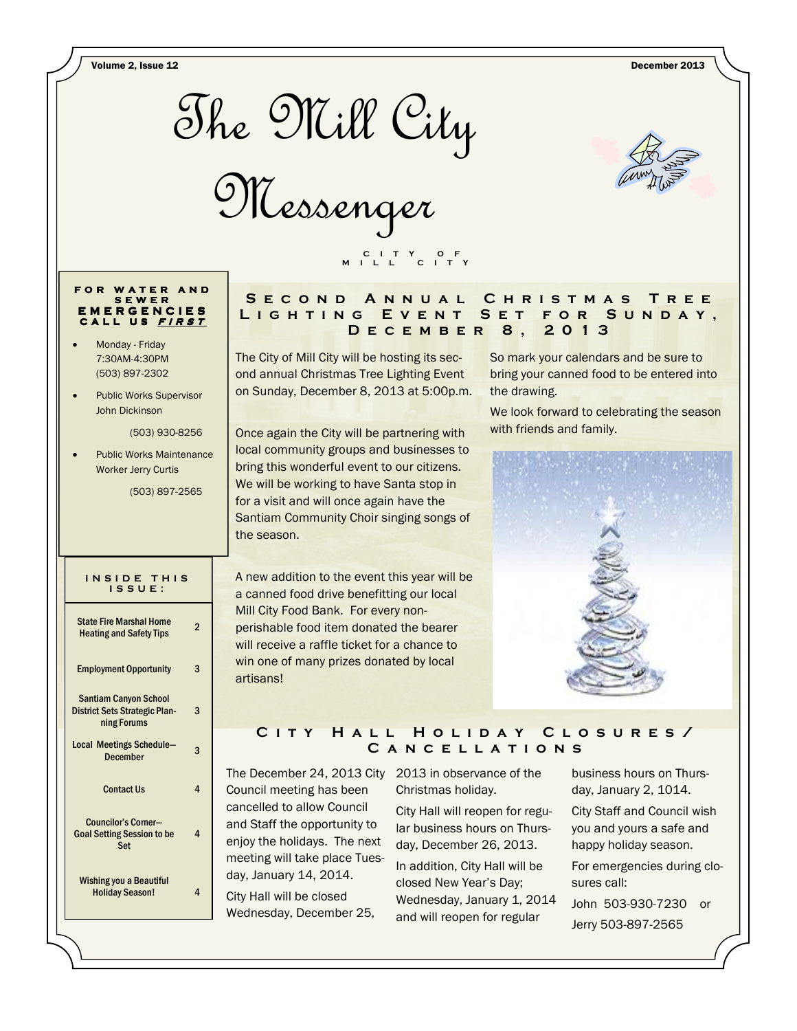Volume 2, Issue 12 | December 2013

# The Mill City Messenger

CITY OF MILL CITY

**FOR WATER AND SEWER EMERGENCIES CALL US *FIRST***

- Monday - Friday 7:30AM-4:30PM (503) 897-2302
- Public Works Supervisor John Dickinson (503) 930-8256
- Public Works Maintenance Worker Jerry Curtis (503) 897-2565

**INSIDE THIS ISSUE:**

| | |
|---|---|
| State Fire Marshal Home Heating and Safety Tips | 2 |
| Employment Opportunity | 3 |
| Santiam Canyon School District Sets Strategic Planning Forums | 3 |
| Local Meetings Schedule—December | 3 |
| Contact Us | 4 |
| Councilor's Corner—Goal Setting Session to be Set | 4 |
| Wishing you a Beautiful Holiday Season! | 4 |

## Second Annual Christmas Tree Lighting Event Set for Sunday, December 8, 2013

The City of Mill City will be hosting its second annual Christmas Tree Lighting Event on Sunday, December 8, 2013 at 5:00p.m.

Once again the City will be partnering with local community groups and businesses to bring this wonderful event to our citizens. We will be working to have Santa stop in for a visit and will once again have the Santiam Community Choir singing songs of the season.

A new addition to the event this year will be a canned food drive benefitting our local Mill City Food Bank. For every non-perishable food item donated the bearer will receive a raffle ticket for a chance to win one of many prizes donated by local artisans!

So mark your calendars and be sure to bring your canned food to be entered into the drawing.

We look forward to celebrating the season with friends and family.

## City Hall Holiday Closures/ Cancellations

The December 24, 2013 City Council meeting has been cancelled to allow Council and Staff the opportunity to enjoy the holidays. The next meeting will take place Tuesday, January 14, 2014.

City Hall will be closed Wednesday, December 25, 2013 in observance of the Christmas holiday.

City Hall will reopen for regular business hours on Thursday, December 26, 2013.

In addition, City Hall will be closed New Year's Day; Wednesday, January 1, 2014 and will reopen for regular business hours on Thursday, January 2, 1014.

City Staff and Council wish you and yours a safe and happy holiday season.

For emergencies during closures call:

John 503-930-7230 or

Jerry 503-897-2565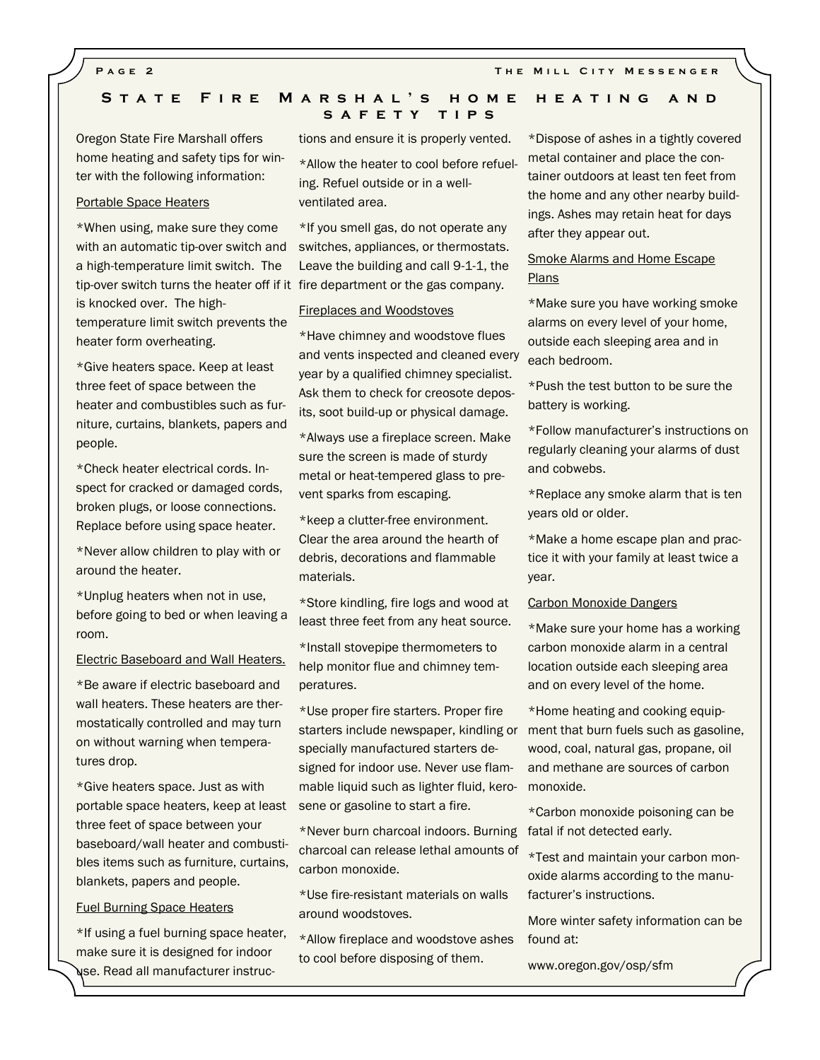## State Fire Marshal's home heating and safety tips

Oregon State Fire Marshall offers home heating and safety tips for winter with the following information:

Portable Space Heaters

*When using, make sure they come with an automatic tip-over switch and a high-temperature limit switch. The tip-over switch turns the heater off if it is knocked over. The high-temperature limit switch prevents the heater form overheating.

*Give heaters space. Keep at least three feet of space between the heater and combustibles such as furniture, curtains, blankets, papers and people.

*Check heater electrical cords. Inspect for cracked or damaged cords, broken plugs, or loose connections. Replace before using space heater.

*Never allow children to play with or around the heater.

*Unplug heaters when not in use, before going to bed or when leaving a room.

Electric Baseboard and Wall Heaters.

*Be aware if electric baseboard and wall heaters. These heaters are thermostatically controlled and may turn on without warning when temperatures drop.

*Give heaters space. Just as with portable space heaters, keep at least three feet of space between your baseboard/wall heater and combustibles items such as furniture, curtains, blankets, papers and people.

Fuel Burning Space Heaters

*If using a fuel burning space heater, make sure it is designed for indoor use. Read all manufacturer instructions and ensure it is properly vented.

*Allow the heater to cool before refueling. Refuel outside or in a well-ventilated area.

*If you smell gas, do not operate any switches, appliances, or thermostats. Leave the building and call 9-1-1, the fire department or the gas company.

Fireplaces and Woodstoves

*Have chimney and woodstove flues and vents inspected and cleaned every year by a qualified chimney specialist. Ask them to check for creosote deposits, soot build-up or physical damage.

*Always use a fireplace screen. Make sure the screen is made of sturdy metal or heat-tempered glass to prevent sparks from escaping.

*keep a clutter-free environment. Clear the area around the hearth of debris, decorations and flammable materials.

*Store kindling, fire logs and wood at least three feet from any heat source.

*Install stovepipe thermometers to help monitor flue and chimney temperatures.

*Use proper fire starters. Proper fire starters include newspaper, kindling or specially manufactured starters designed for indoor use. Never use flammable liquid such as lighter fluid, kerosene or gasoline to start a fire.

*Never burn charcoal indoors. Burning charcoal can release lethal amounts of carbon monoxide.

*Use fire-resistant materials on walls around woodstoves.

*Allow fireplace and woodstove ashes to cool before disposing of them.

*Dispose of ashes in a tightly covered metal container and place the container outdoors at least ten feet from the home and any other nearby buildings. Ashes may retain heat for days after they appear out.

Smoke Alarms and Home Escape Plans

*Make sure you have working smoke alarms on every level of your home, outside each sleeping area and in each bedroom.

*Push the test button to be sure the battery is working.

*Follow manufacturer's instructions on regularly cleaning your alarms of dust and cobwebs.

*Replace any smoke alarm that is ten years old or older.

*Make a home escape plan and practice it with your family at least twice a year.

Carbon Monoxide Dangers

*Make sure your home has a working carbon monoxide alarm in a central location outside each sleeping area and on every level of the home.

*Home heating and cooking equipment that burn fuels such as gasoline, wood, coal, natural gas, propane, oil and methane are sources of carbon monoxide.

*Carbon monoxide poisoning can be fatal if not detected early.

*Test and maintain your carbon monoxide alarms according to the manufacturer's instructions.

More winter safety information can be found at:

www.oregon.gov/osp/sfm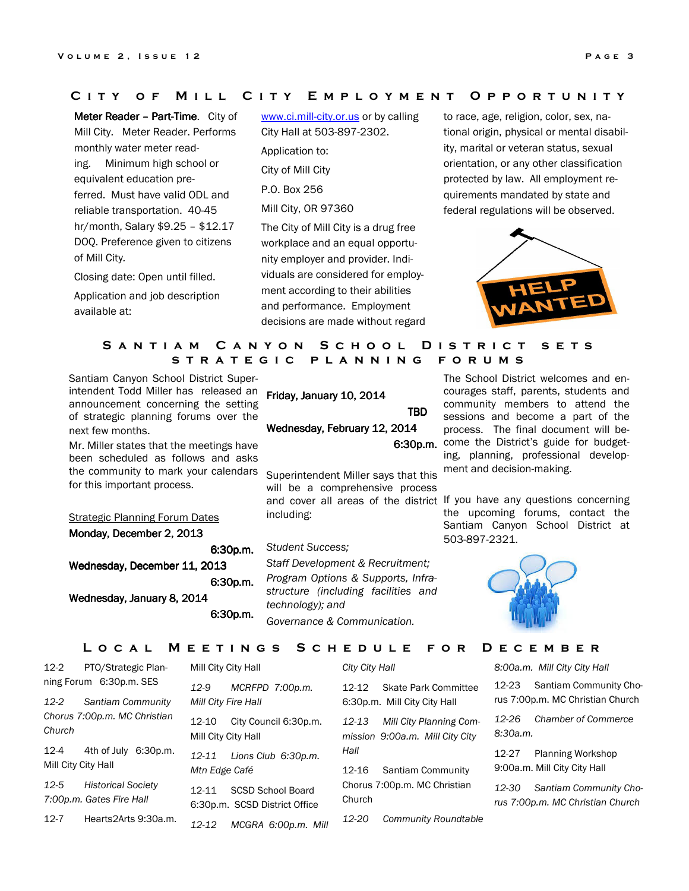## City of Mill City Employment Opportunity

**Meter Reader – Part-Time**. City of Mill City. Meter Reader. Performs monthly water meter reading. Minimum high school or equivalent education preferred. Must have valid ODL and reliable transportation. 40-45 hr/month, Salary $9.25 – $12.17 DOQ. Preference given to citizens of Mill City.

Closing date: Open until filled.

Application and job description available at: www.ci.mill-city.or.us or by calling City Hall at 503-897-2302.

Application to:

City of Mill City

P.O. Box 256

Mill City, OR 97360

The City of Mill City is a drug free workplace and an equal opportunity employer and provider. Individuals are considered for employment according to their abilities and performance. Employment decisions are made without regard to race, age, religion, color, sex, national origin, physical or mental disability, marital or veteran status, sexual orientation, or any other classification protected by law. All employment requirements mandated by state and federal regulations will be observed.

## Santiam Canyon School District sets Strategic Planning Forums

Santiam Canyon School District Superintendent Todd Miller has released an announcement concerning the setting of strategic planning forums over the next few months.

Mr. Miller states that the meetings have been scheduled as follows and asks the community to mark your calendars for this important process.

Strategic Planning Forum Dates

**Monday, December 2, 2013** — **6:30p.m.**

**Wednesday, December 11, 2013** — **6:30p.m.**

**Wednesday, January 8, 2014** — **6:30p.m.**

**Friday, January 10, 2014** — **TBD**

**Wednesday, February 12, 2014** — **6:30p.m.**

Superintendent Miller says that this will be a comprehensive process and cover all areas of the district including:

*Student Success;*

*Staff Development & Recruitment;*

*Program Options & Supports, Infrastructure (including facilities and technology); and*

*Governance & Communication.*

The School District welcomes and encourages staff, parents, students and community members to attend the sessions and become a part of the process. The final document will become the District's guide for budgeting, planning, professional development and decision-making.

If you have any questions concerning the upcoming forums, contact the Santiam Canyon School District at 503-897-2321.

## Local Meetings Schedule for December

12-2 PTO/Strategic Planning Forum 6:30p.m. SES

*12-2 Santiam Community Chorus 7:00p.m. MC Christian Church*

12-4 4th of July 6:30p.m. Mill City City Hall

*12-5 Historical Society 7:00p.m. Gates Fire Hall*

12-7 Hearts2Arts 9:30a.m. Mill City City Hall

*12-9 MCRFPD 7:00p.m. Mill City Fire Hall*

12-10 City Council 6:30p.m. Mill City City Hall

*12-11 Lions Club 6:30p.m. Mtn Edge Café*

12-11 SCSD School Board 6:30p.m. SCSD District Office

*12-12 MCGRA 6:00p.m. Mill City City Hall*

12-12 Skate Park Committee 6:30p.m. Mill City City Hall

*12-13 Mill City Planning Commission 9:00a.m. Mill City City Hall*

12-16 Santiam Community Chorus 7:00p.m. MC Christian Church

*12-20 Community Roundtable 8:00a.m. Mill City City Hall*

12-23 Santiam Community Chorus 7:00p.m. MC Christian Church

*12-26 Chamber of Commerce 8:30a.m.*

12-27 Planning Workshop 9:00a.m. Mill City City Hall

*12-30 Santiam Community Chorus 7:00p.m. MC Christian Church*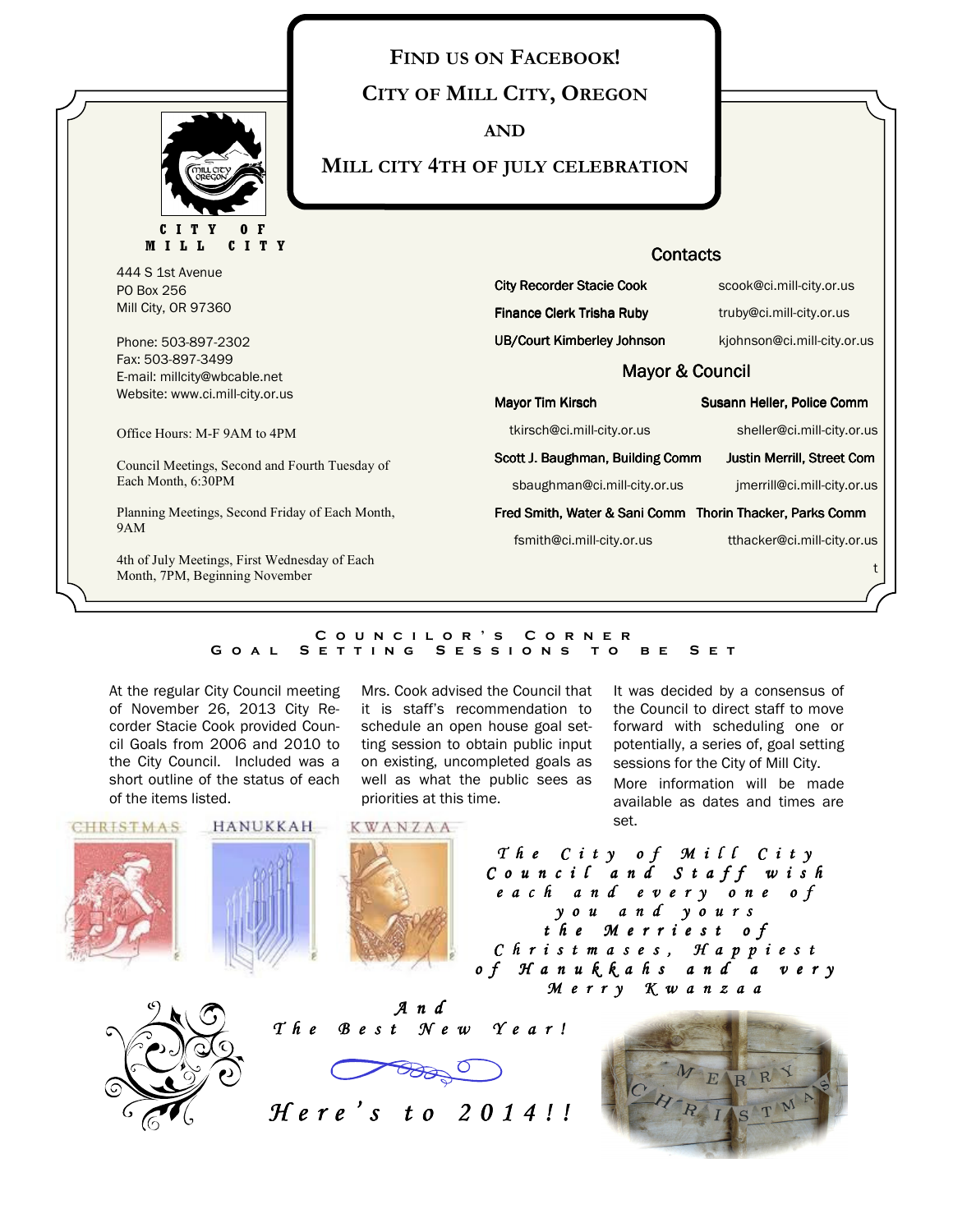**FIND US ON FACEBOOK!**

**CITY OF MILL CITY, OREGON**

**AND**

**MILL CITY 4TH OF JULY CELEBRATION**

CITY OF MILL CITY

444 S 1st Avenue
PO Box 256
Mill City, OR 97360

Phone: 503-897-2302
Fax: 503-897-3499
E-mail: millcity@wbcable.net
Website: www.ci.mill-city.or.us

Office Hours: M-F 9AM to 4PM

Council Meetings, Second and Fourth Tuesday of Each Month, 6:30PM

Planning Meetings, Second Friday of Each Month, 9AM

4th of July Meetings, First Wednesday of Each Month, 7PM, Beginning November

## Contacts

| | |
|---|---|
| City Recorder Stacie Cook | scook@ci.mill-city.or.us |
| Finance Clerk Trisha Ruby | truby@ci.mill-city.or.us |
| UB/Court Kimberley Johnson | kjohnson@ci.mill-city.or.us |

## Mayor & Council

| | |
|---|---|
| Mayor Tim Kirsch | Susann Heller, Police Comm |
| tkirsch@ci.mill-city.or.us | sheller@ci.mill-city.or.us |
| Scott J. Baughman, Building Comm | Justin Merrill, Street Com |
| sbaughman@ci.mill-city.or.us | jmerrill@ci.mill-city.or.us |
| Fred Smith, Water & Sani Comm | Thorin Thacker, Parks Comm |
| fsmith@ci.mill-city.or.us | tthacker@ci.mill-city.or.us |

## Councilor's Corner
### Goal Setting Sessions to be Set

At the regular City Council meeting of November 26, 2013 City Recorder Stacie Cook provided Council Goals from 2006 and 2010 to the City Council. Included was a short outline of the status of each of the items listed.

Mrs. Cook advised the Council that it is staff's recommendation to schedule an open house goal setting session to obtain public input on existing, uncompleted goals as well as what the public sees as priorities at this time.

It was decided by a consensus of the Council to direct staff to move forward with scheduling one or potentially, a series of, goal setting sessions for the City of Mill City. More information will be made available as dates and times are set.

CHRISTMAS HANUKKAH KWANZAA

*The City of Mill City Council and Staff wish each and every one of you and yours the Merriest of Christmases, Happiest of Hanukkahs and a very Merry Kwanzaa*

*And The Best New Year!*

*Here's to 2014!!*

MERRY CHRISTMAS